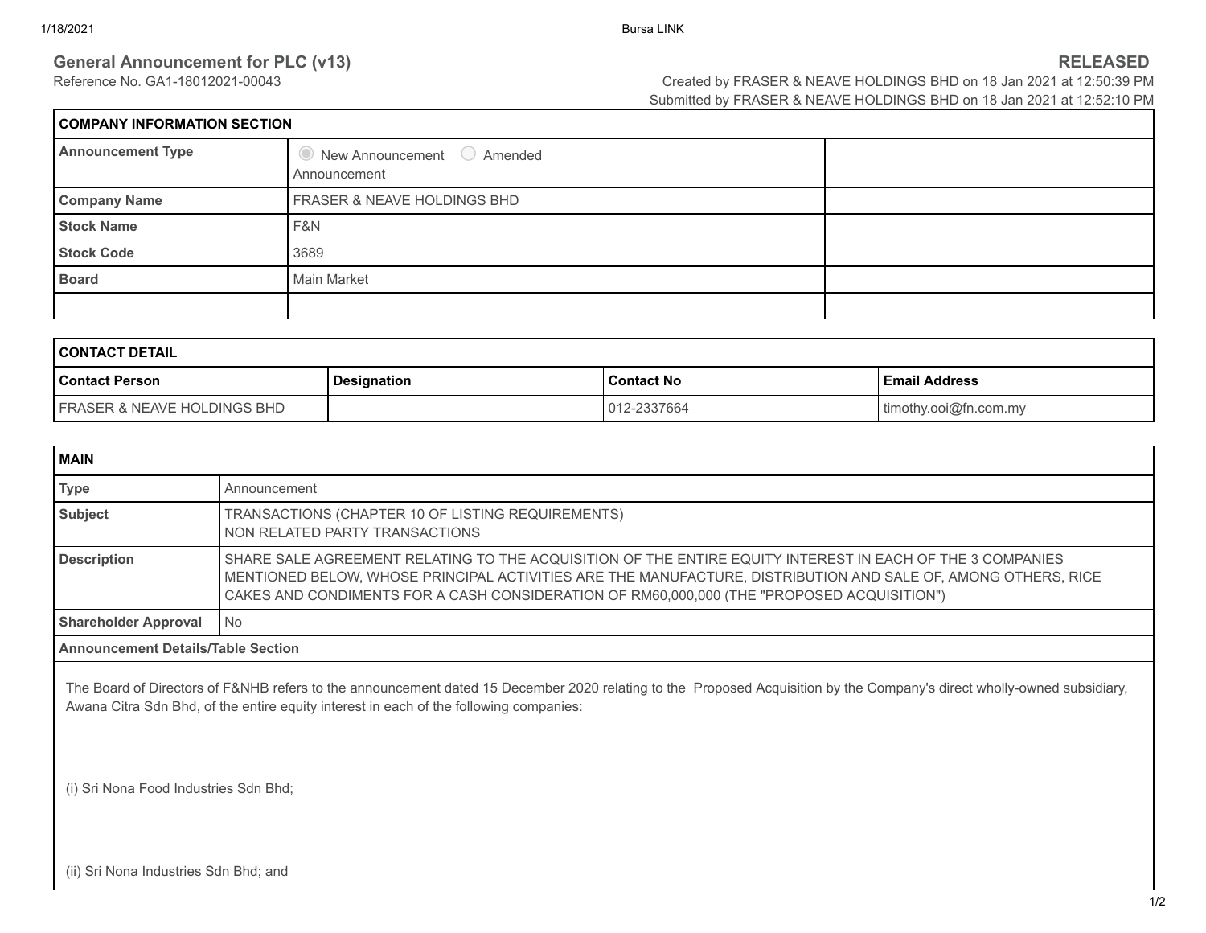## General Announcement for PLC (v13)

Reference No. GA1-18012021-00043

**RELEASED**

Created by FRASER & NEAVE HOLDINGS BHD on 18 Jan 2021 at 12:50:39 PM
Submitted by FRASER & NEAVE HOLDINGS BHD on 18 Jan 2021 at 12:52:10 PM

| **COMPANY INFORMATION SECTION** | | | |
|---|---|---|---|
| **Announcement Type** | New Announcement / Amended Announcement | | |
| **Company Name** | FRASER & NEAVE HOLDINGS BHD | | |
| **Stock Name** | F&N | | |
| **Stock Code** | 3689 | | |
| **Board** | Main Market | | |
| | | | |

| **CONTACT DETAIL** | | | |
|---|---|---|---|
| **Contact Person** | **Designation** | **Contact No** | **Email Address** |
| FRASER & NEAVE HOLDINGS BHD | | 012-2337664 | timothy.ooi@fn.com.my |

| **MAIN** | |
|---|---|
| **Type** | Announcement |
| **Subject** | TRANSACTIONS (CHAPTER 10 OF LISTING REQUIREMENTS)<br>NON RELATED PARTY TRANSACTIONS |
| **Description** | SHARE SALE AGREEMENT RELATING TO THE ACQUISITION OF THE ENTIRE EQUITY INTEREST IN EACH OF THE 3 COMPANIES MENTIONED BELOW, WHOSE PRINCIPAL ACTIVITIES ARE THE MANUFACTURE, DISTRIBUTION AND SALE OF, AMONG OTHERS, RICE CAKES AND CONDIMENTS FOR A CASH CONSIDERATION OF RM60,000,000 (THE "PROPOSED ACQUISITION") |
| **Shareholder Approval** | No |

**Announcement Details/Table Section**

The Board of Directors of F&NHB refers to the announcement dated 15 December 2020 relating to the Proposed Acquisition by the Company's direct wholly-owned subsidiary, Awana Citra Sdn Bhd, of the entire equity interest in each of the following companies:

(i) Sri Nona Food Industries Sdn Bhd;

(ii) Sri Nona Industries Sdn Bhd; and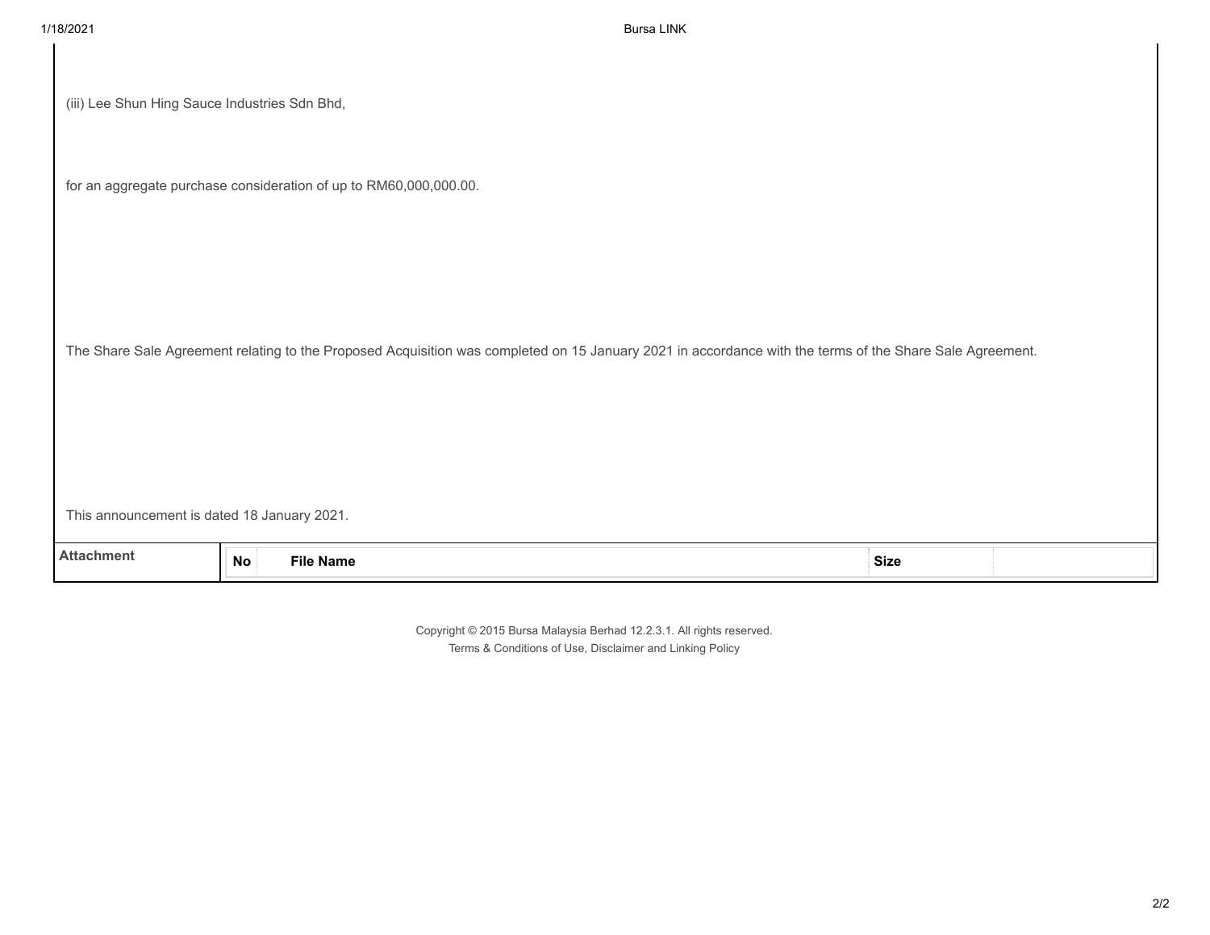(iii) Lee Shun Hing Sauce Industries Sdn Bhd,

for an aggregate purchase consideration of up to RM60,000,000.00.

The Share Sale Agreement relating to the Proposed Acquisition was completed on 15 January 2021 in accordance with the terms of the Share Sale Agreement.

This announcement is dated 18 January 2021.

| Attachment | No | File Name | Size | |
|---|---|---|---|---|

Copyright © 2015 Bursa Malaysia Berhad 12.2.3.1. All rights reserved.
Terms & Conditions of Use, Disclaimer and Linking Policy